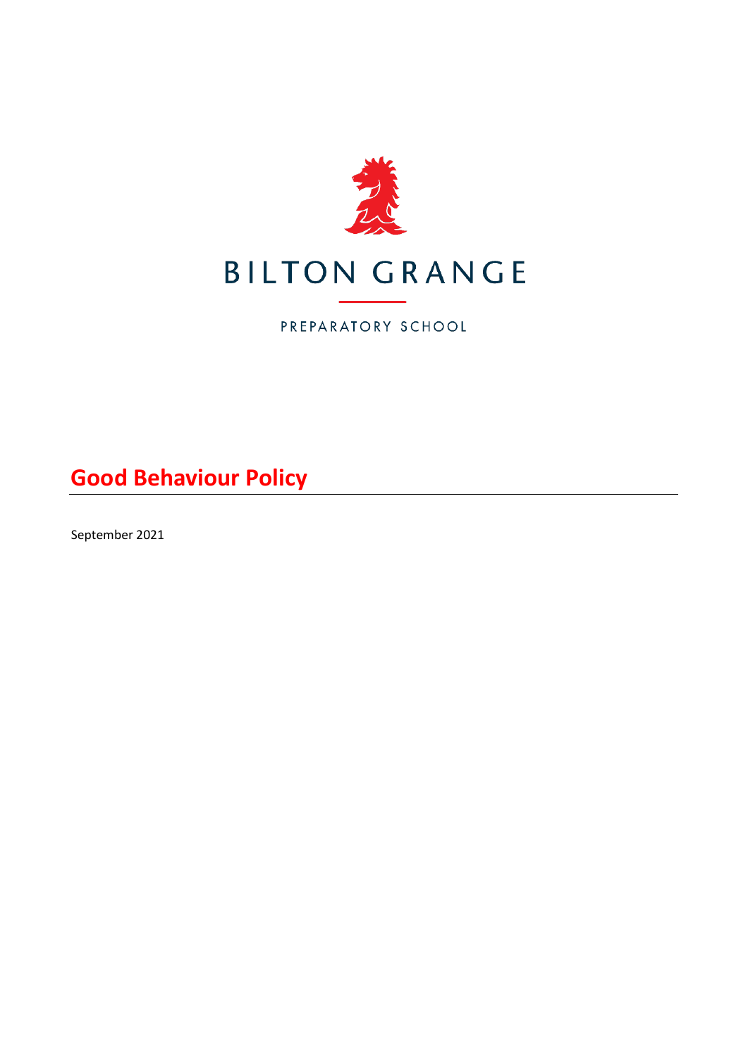BILTON GRANGE

PREPARATORY SCHOOL

# Good Behaviour Policy

September 2021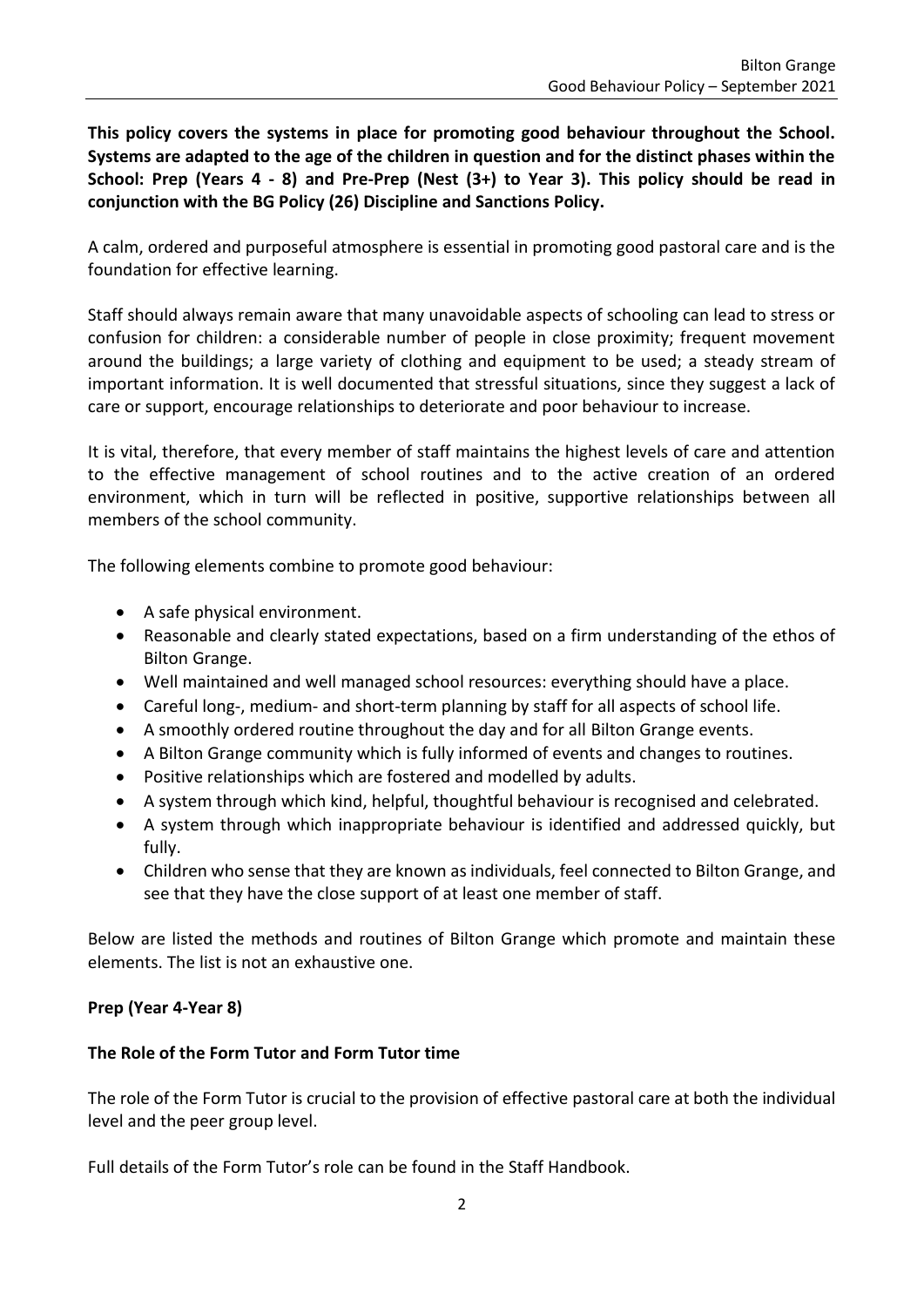**This policy covers the systems in place for promoting good behaviour throughout the School. Systems are adapted to the age of the children in question and for the distinct phases within the School: Prep (Years 4 - 8) and Pre-Prep (Nest (3+) to Year 3). This policy should be read in conjunction with the BG Policy (26) Discipline and Sanctions Policy.**

A calm, ordered and purposeful atmosphere is essential in promoting good pastoral care and is the foundation for effective learning.

Staff should always remain aware that many unavoidable aspects of schooling can lead to stress or confusion for children: a considerable number of people in close proximity; frequent movement around the buildings; a large variety of clothing and equipment to be used; a steady stream of important information. It is well documented that stressful situations, since they suggest a lack of care or support, encourage relationships to deteriorate and poor behaviour to increase.

It is vital, therefore, that every member of staff maintains the highest levels of care and attention to the effective management of school routines and to the active creation of an ordered environment, which in turn will be reflected in positive, supportive relationships between all members of the school community.

The following elements combine to promote good behaviour:

- A safe physical environment.
- Reasonable and clearly stated expectations, based on a firm understanding of the ethos of Bilton Grange.
- Well maintained and well managed school resources: everything should have a place.
- Careful long-, medium- and short-term planning by staff for all aspects of school life.
- A smoothly ordered routine throughout the day and for all Bilton Grange events.
- A Bilton Grange community which is fully informed of events and changes to routines.
- Positive relationships which are fostered and modelled by adults.
- A system through which kind, helpful, thoughtful behaviour is recognised and celebrated.
- A system through which inappropriate behaviour is identified and addressed quickly, but fully.
- Children who sense that they are known as individuals, feel connected to Bilton Grange, and see that they have the close support of at least one member of staff.

Below are listed the methods and routines of Bilton Grange which promote and maintain these elements. The list is not an exhaustive one.

**Prep (Year 4-Year 8)**

**The Role of the Form Tutor and Form Tutor time**

The role of the Form Tutor is crucial to the provision of effective pastoral care at both the individual level and the peer group level.

Full details of the Form Tutor's role can be found in the Staff Handbook.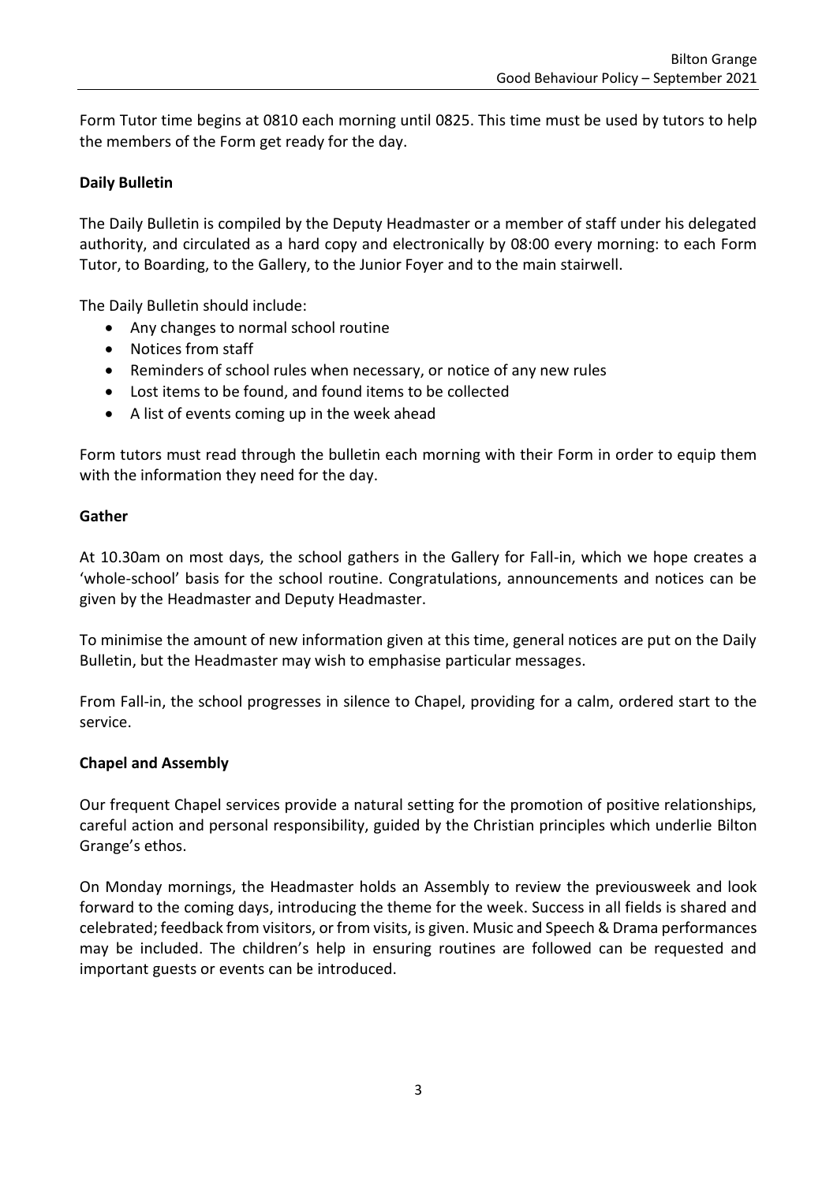Form Tutor time begins at 0810 each morning until 0825. This time must be used by tutors to help the members of the Form get ready for the day.

**Daily Bulletin**

The Daily Bulletin is compiled by the Deputy Headmaster or a member of staff under his delegated authority, and circulated as a hard copy and electronically by 08:00 every morning: to each Form Tutor, to Boarding, to the Gallery, to the Junior Foyer and to the main stairwell.

The Daily Bulletin should include:

- Any changes to normal school routine
- Notices from staff
- Reminders of school rules when necessary, or notice of any new rules
- Lost items to be found, and found items to be collected
- A list of events coming up in the week ahead

Form tutors must read through the bulletin each morning with their Form in order to equip them with the information they need for the day.

**Gather**

At 10.30am on most days, the school gathers in the Gallery for Fall-in, which we hope creates a 'whole-school' basis for the school routine. Congratulations, announcements and notices can be given by the Headmaster and Deputy Headmaster.

To minimise the amount of new information given at this time, general notices are put on the Daily Bulletin, but the Headmaster may wish to emphasise particular messages.

From Fall-in, the school progresses in silence to Chapel, providing for a calm, ordered start to the service.

**Chapel and Assembly**

Our frequent Chapel services provide a natural setting for the promotion of positive relationships, careful action and personal responsibility, guided by the Christian principles which underlie Bilton Grange's ethos.

On Monday mornings, the Headmaster holds an Assembly to review the previousweek and look forward to the coming days, introducing the theme for the week. Success in all fields is shared and celebrated; feedback from visitors, or from visits, is given. Music and Speech & Drama performances may be included. The children's help in ensuring routines are followed can be requested and important guests or events can be introduced.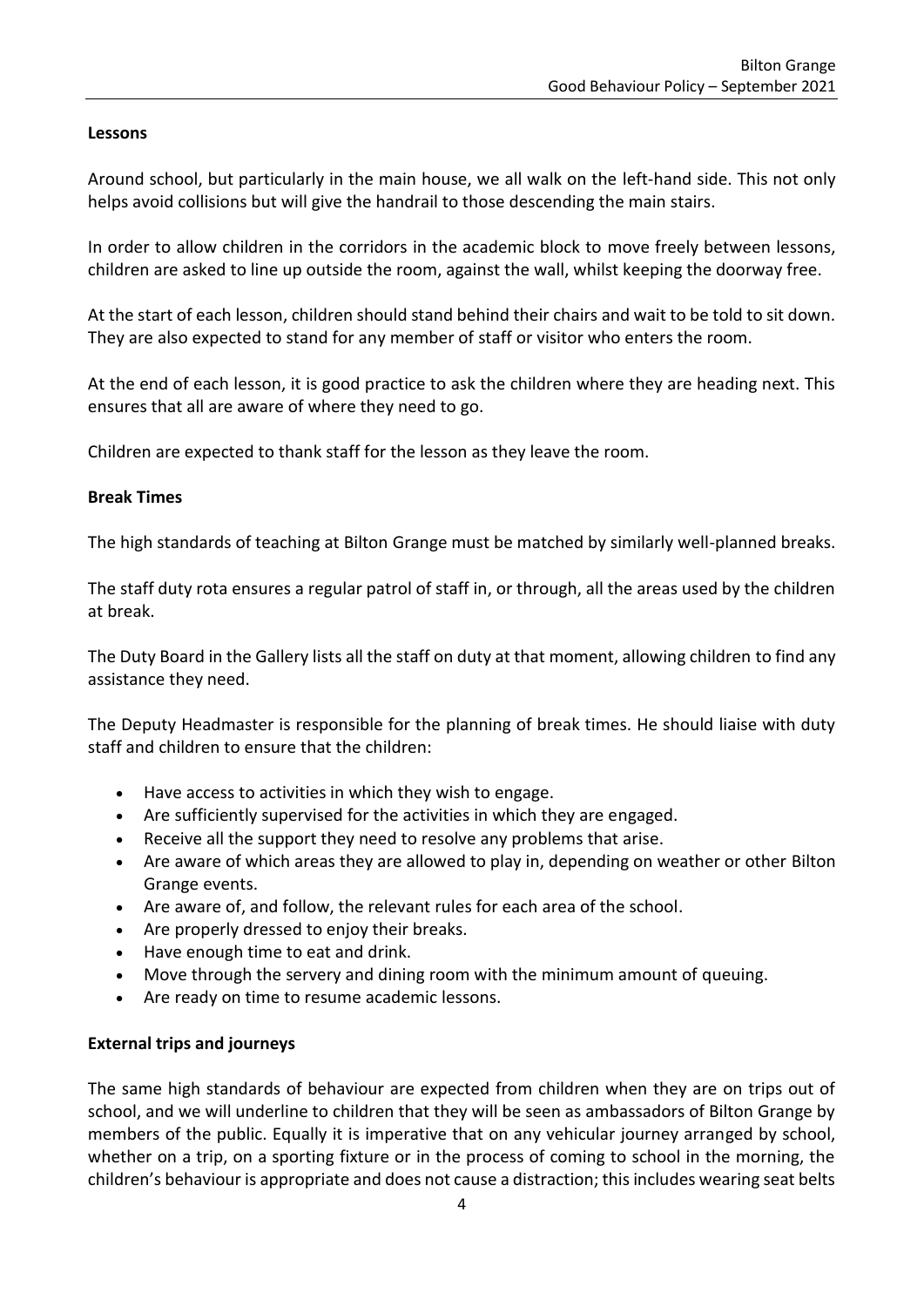**Lessons**

Around school, but particularly in the main house, we all walk on the left-hand side. This not only helps avoid collisions but will give the handrail to those descending the main stairs.

In order to allow children in the corridors in the academic block to move freely between lessons, children are asked to line up outside the room, against the wall, whilst keeping the doorway free.

At the start of each lesson, children should stand behind their chairs and wait to be told to sit down. They are also expected to stand for any member of staff or visitor who enters the room.

At the end of each lesson, it is good practice to ask the children where they are heading next. This ensures that all are aware of where they need to go.

Children are expected to thank staff for the lesson as they leave the room.

**Break Times**

The high standards of teaching at Bilton Grange must be matched by similarly well-planned breaks.

The staff duty rota ensures a regular patrol of staff in, or through, all the areas used by the children at break.

The Duty Board in the Gallery lists all the staff on duty at that moment, allowing children to find any assistance they need.

The Deputy Headmaster is responsible for the planning of break times. He should liaise with duty staff and children to ensure that the children:

- Have access to activities in which they wish to engage.
- Are sufficiently supervised for the activities in which they are engaged.
- Receive all the support they need to resolve any problems that arise.
- Are aware of which areas they are allowed to play in, depending on weather or other Bilton Grange events.
- Are aware of, and follow, the relevant rules for each area of the school.
- Are properly dressed to enjoy their breaks.
- Have enough time to eat and drink.
- Move through the servery and dining room with the minimum amount of queuing.
- Are ready on time to resume academic lessons.

**External trips and journeys**

The same high standards of behaviour are expected from children when they are on trips out of school, and we will underline to children that they will be seen as ambassadors of Bilton Grange by members of the public. Equally it is imperative that on any vehicular journey arranged by school, whether on a trip, on a sporting fixture or in the process of coming to school in the morning, the children's behaviour is appropriate and does not cause a distraction; this includes wearing seat belts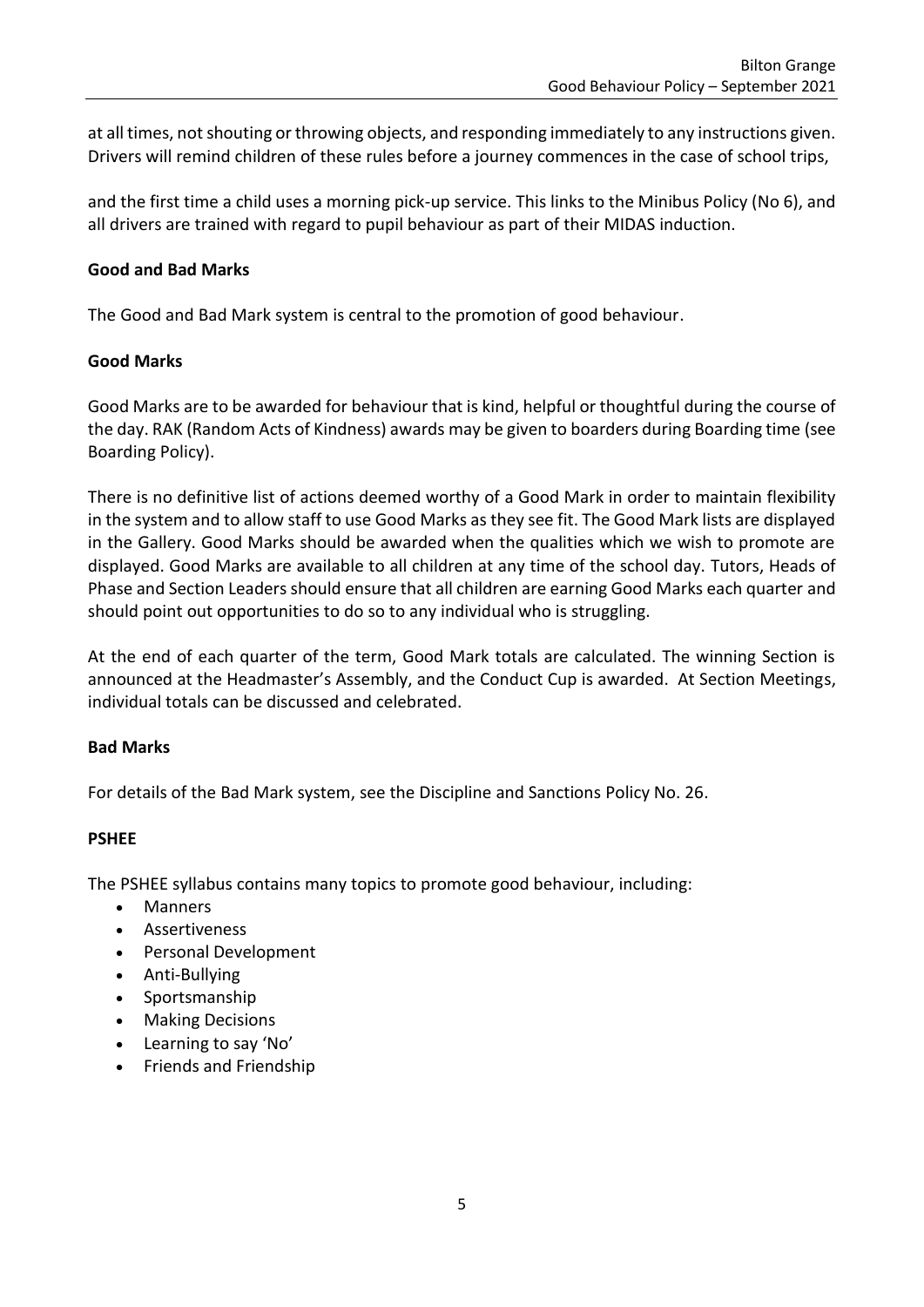at all times, not shouting or throwing objects, and responding immediately to any instructions given. Drivers will remind children of these rules before a journey commences in the case of school trips,

and the first time a child uses a morning pick-up service. This links to the Minibus Policy (No 6), and all drivers are trained with regard to pupil behaviour as part of their MIDAS induction.

**Good and Bad Marks**

The Good and Bad Mark system is central to the promotion of good behaviour.

**Good Marks**

Good Marks are to be awarded for behaviour that is kind, helpful or thoughtful during the course of the day. RAK (Random Acts of Kindness) awards may be given to boarders during Boarding time (see Boarding Policy).

There is no definitive list of actions deemed worthy of a Good Mark in order to maintain flexibility in the system and to allow staff to use Good Marks as they see fit. The Good Mark lists are displayed in the Gallery. Good Marks should be awarded when the qualities which we wish to promote are displayed. Good Marks are available to all children at any time of the school day. Tutors, Heads of Phase and Section Leaders should ensure that all children are earning Good Marks each quarter and should point out opportunities to do so to any individual who is struggling.

At the end of each quarter of the term, Good Mark totals are calculated. The winning Section is announced at the Headmaster's Assembly, and the Conduct Cup is awarded. At Section Meetings, individual totals can be discussed and celebrated.

**Bad Marks**

For details of the Bad Mark system, see the Discipline and Sanctions Policy No. 26.

**PSHEE**

The PSHEE syllabus contains many topics to promote good behaviour, including:

- Manners
- Assertiveness
- Personal Development
- Anti-Bullying
- Sportsmanship
- Making Decisions
- Learning to say 'No'
- Friends and Friendship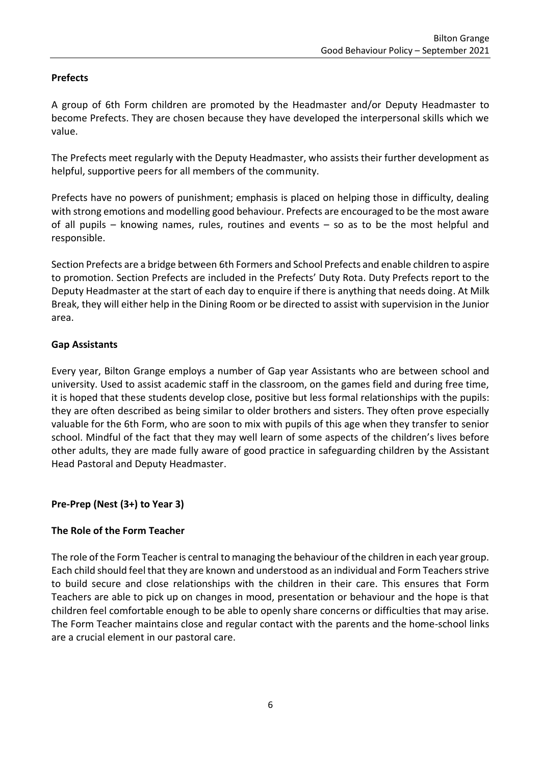## Prefects

A group of 6th Form children are promoted by the Headmaster and/or Deputy Headmaster to become Prefects. They are chosen because they have developed the interpersonal skills which we value.

The Prefects meet regularly with the Deputy Headmaster, who assists their further development as helpful, supportive peers for all members of the community.

Prefects have no powers of punishment; emphasis is placed on helping those in difficulty, dealing with strong emotions and modelling good behaviour. Prefects are encouraged to be the most aware of all pupils – knowing names, rules, routines and events – so as to be the most helpful and responsible.

Section Prefects are a bridge between 6th Formers and School Prefects and enable children to aspire to promotion. Section Prefects are included in the Prefects' Duty Rota. Duty Prefects report to the Deputy Headmaster at the start of each day to enquire if there is anything that needs doing. At Milk Break, they will either help in the Dining Room or be directed to assist with supervision in the Junior area.

## Gap Assistants

Every year, Bilton Grange employs a number of Gap year Assistants who are between school and university. Used to assist academic staff in the classroom, on the games field and during free time, it is hoped that these students develop close, positive but less formal relationships with the pupils: they are often described as being similar to older brothers and sisters. They often prove especially valuable for the 6th Form, who are soon to mix with pupils of this age when they transfer to senior school. Mindful of the fact that they may well learn of some aspects of the children's lives before other adults, they are made fully aware of good practice in safeguarding children by the Assistant Head Pastoral and Deputy Headmaster.

## Pre-Prep (Nest (3+) to Year 3)

## The Role of the Form Teacher

The role of the Form Teacher is central to managing the behaviour of the children in each year group. Each child should feel that they are known and understood as an individual and Form Teachers strive to build secure and close relationships with the children in their care. This ensures that Form Teachers are able to pick up on changes in mood, presentation or behaviour and the hope is that children feel comfortable enough to be able to openly share concerns or difficulties that may arise. The Form Teacher maintains close and regular contact with the parents and the home-school links are a crucial element in our pastoral care.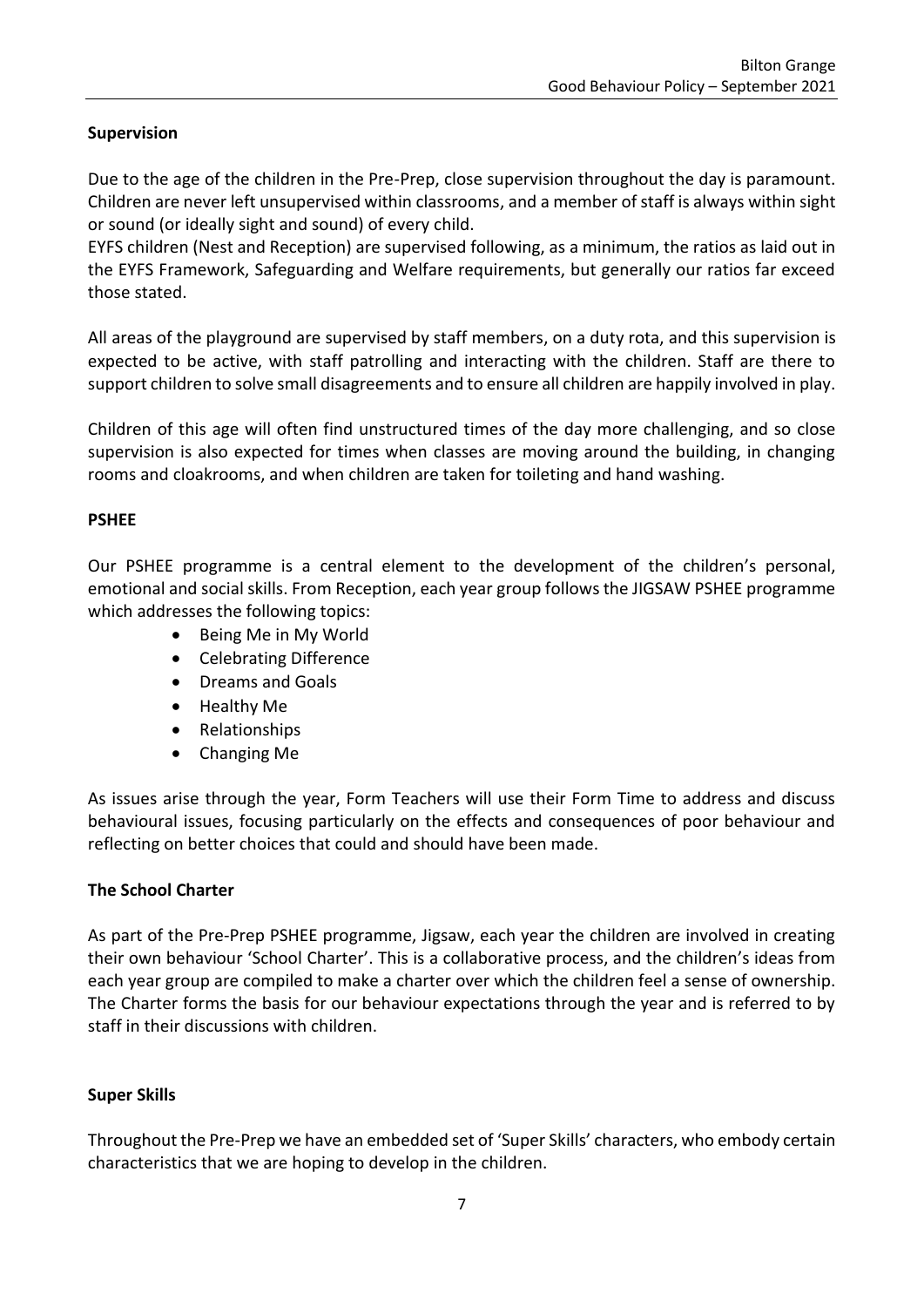**Supervision**

Due to the age of the children in the Pre-Prep, close supervision throughout the day is paramount. Children are never left unsupervised within classrooms, and a member of staff is always within sight or sound (or ideally sight and sound) of every child.
EYFS children (Nest and Reception) are supervised following, as a minimum, the ratios as laid out in the EYFS Framework, Safeguarding and Welfare requirements, but generally our ratios far exceed those stated.

All areas of the playground are supervised by staff members, on a duty rota, and this supervision is expected to be active, with staff patrolling and interacting with the children. Staff are there to support children to solve small disagreements and to ensure all children are happily involved in play.

Children of this age will often find unstructured times of the day more challenging, and so close supervision is also expected for times when classes are moving around the building, in changing rooms and cloakrooms, and when children are taken for toileting and hand washing.

**PSHEE**

Our PSHEE programme is a central element to the development of the children's personal, emotional and social skills. From Reception, each year group follows the JIGSAW PSHEE programme which addresses the following topics:

- Being Me in My World
- Celebrating Difference
- Dreams and Goals
- Healthy Me
- Relationships
- Changing Me

As issues arise through the year, Form Teachers will use their Form Time to address and discuss behavioural issues, focusing particularly on the effects and consequences of poor behaviour and reflecting on better choices that could and should have been made.

**The School Charter**

As part of the Pre-Prep PSHEE programme, Jigsaw, each year the children are involved in creating their own behaviour 'School Charter'. This is a collaborative process, and the children's ideas from each year group are compiled to make a charter over which the children feel a sense of ownership. The Charter forms the basis for our behaviour expectations through the year and is referred to by staff in their discussions with children.

**Super Skills**

Throughout the Pre-Prep we have an embedded set of 'Super Skills' characters, who embody certain characteristics that we are hoping to develop in the children.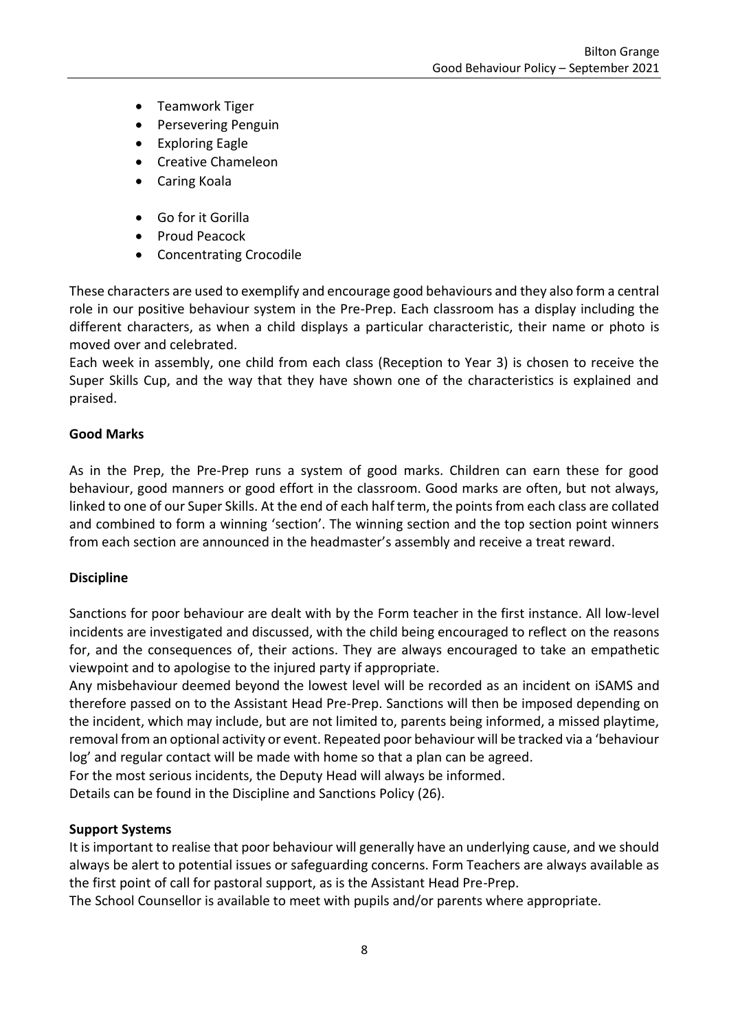- Teamwork Tiger
- Persevering Penguin
- Exploring Eagle
- Creative Chameleon
- Caring Koala

- Go for it Gorilla
- Proud Peacock
- Concentrating Crocodile

These characters are used to exemplify and encourage good behaviours and they also form a central role in our positive behaviour system in the Pre-Prep. Each classroom has a display including the different characters, as when a child displays a particular characteristic, their name or photo is moved over and celebrated.

Each week in assembly, one child from each class (Reception to Year 3) is chosen to receive the Super Skills Cup, and the way that they have shown one of the characteristics is explained and praised.

**Good Marks**

As in the Prep, the Pre-Prep runs a system of good marks. Children can earn these for good behaviour, good manners or good effort in the classroom. Good marks are often, but not always, linked to one of our Super Skills. At the end of each half term, the points from each class are collated and combined to form a winning 'section'. The winning section and the top section point winners from each section are announced in the headmaster's assembly and receive a treat reward.

**Discipline**

Sanctions for poor behaviour are dealt with by the Form teacher in the first instance. All low-level incidents are investigated and discussed, with the child being encouraged to reflect on the reasons for, and the consequences of, their actions. They are always encouraged to take an empathetic viewpoint and to apologise to the injured party if appropriate.

Any misbehaviour deemed beyond the lowest level will be recorded as an incident on iSAMS and therefore passed on to the Assistant Head Pre-Prep. Sanctions will then be imposed depending on the incident, which may include, but are not limited to, parents being informed, a missed playtime, removal from an optional activity or event. Repeated poor behaviour will be tracked via a 'behaviour log' and regular contact will be made with home so that a plan can be agreed.

For the most serious incidents, the Deputy Head will always be informed.

Details can be found in the Discipline and Sanctions Policy (26).

**Support Systems**

It is important to realise that poor behaviour will generally have an underlying cause, and we should always be alert to potential issues or safeguarding concerns. Form Teachers are always available as the first point of call for pastoral support, as is the Assistant Head Pre-Prep.

The School Counsellor is available to meet with pupils and/or parents where appropriate.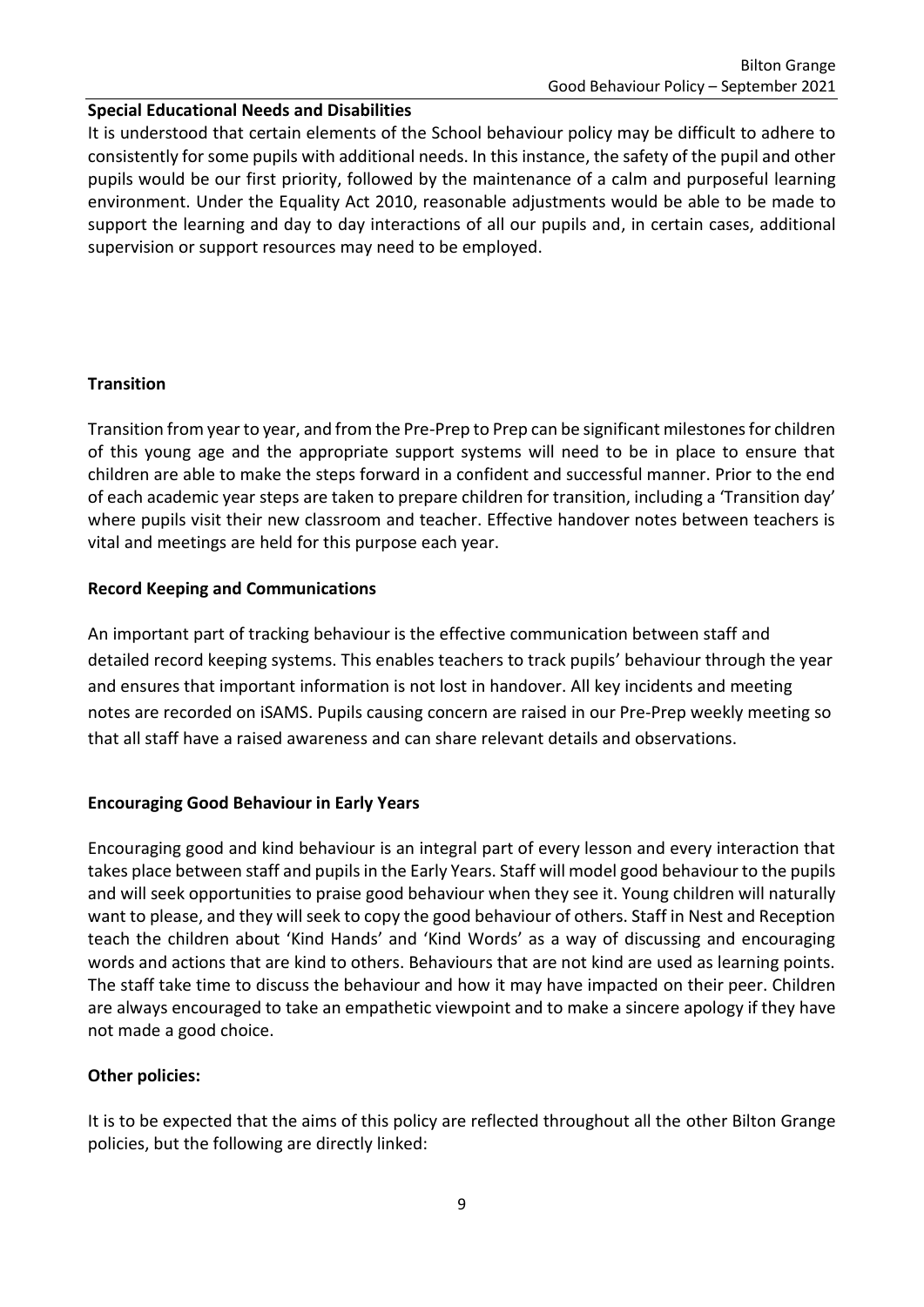**Special Educational Needs and Disabilities**

It is understood that certain elements of the School behaviour policy may be difficult to adhere to consistently for some pupils with additional needs. In this instance, the safety of the pupil and other pupils would be our first priority, followed by the maintenance of a calm and purposeful learning environment. Under the Equality Act 2010, reasonable adjustments would be able to be made to support the learning and day to day interactions of all our pupils and, in certain cases, additional supervision or support resources may need to be employed.

**Transition**

Transition from year to year, and from the Pre-Prep to Prep can be significant milestones for children of this young age and the appropriate support systems will need to be in place to ensure that children are able to make the steps forward in a confident and successful manner. Prior to the end of each academic year steps are taken to prepare children for transition, including a 'Transition day' where pupils visit their new classroom and teacher. Effective handover notes between teachers is vital and meetings are held for this purpose each year.

**Record Keeping and Communications**

An important part of tracking behaviour is the effective communication between staff and detailed record keeping systems. This enables teachers to track pupils' behaviour through the year and ensures that important information is not lost in handover. All key incidents and meeting notes are recorded on iSAMS. Pupils causing concern are raised in our Pre-Prep weekly meeting so that all staff have a raised awareness and can share relevant details and observations.

**Encouraging Good Behaviour in Early Years**

Encouraging good and kind behaviour is an integral part of every lesson and every interaction that takes place between staff and pupils in the Early Years. Staff will model good behaviour to the pupils and will seek opportunities to praise good behaviour when they see it. Young children will naturally want to please, and they will seek to copy the good behaviour of others. Staff in Nest and Reception teach the children about 'Kind Hands' and 'Kind Words' as a way of discussing and encouraging words and actions that are kind to others. Behaviours that are not kind are used as learning points. The staff take time to discuss the behaviour and how it may have impacted on their peer. Children are always encouraged to take an empathetic viewpoint and to make a sincere apology if they have not made a good choice.

**Other policies:**

It is to be expected that the aims of this policy are reflected throughout all the other Bilton Grange policies, but the following are directly linked: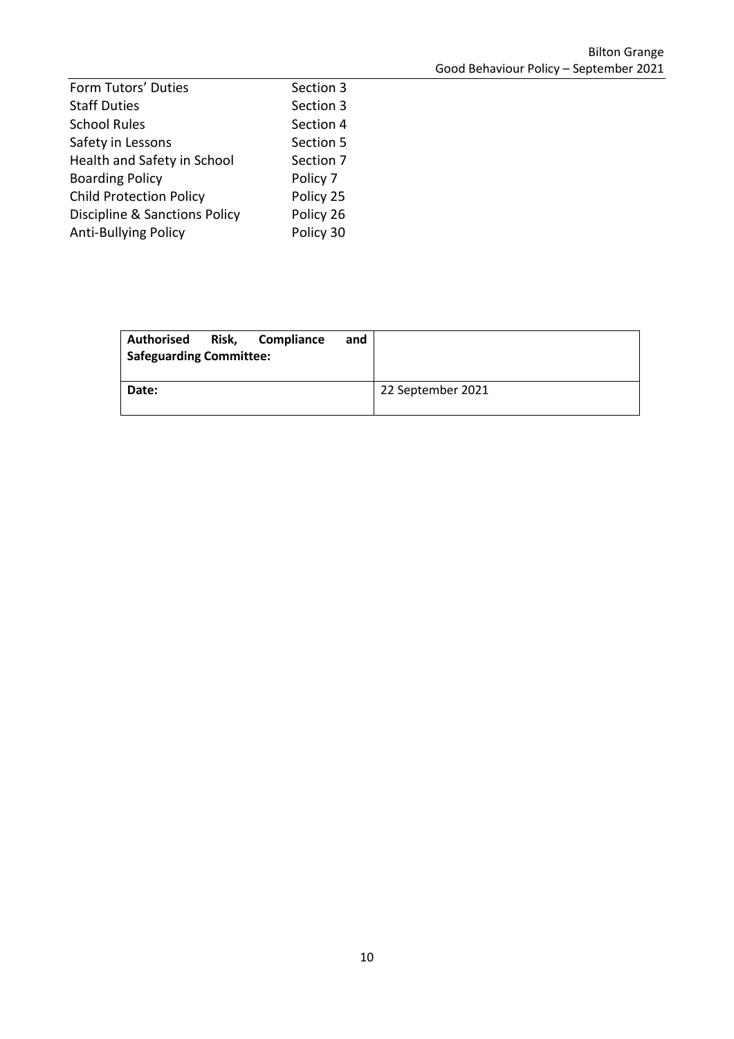| | |
|---|---|
| Form Tutors' Duties | Section 3 |
| Staff Duties | Section 3 |
| School Rules | Section 4 |
| Safety in Lessons | Section 5 |
| Health and Safety in School | Section 7 |
| Boarding Policy | Policy 7 |
| Child Protection Policy | Policy 25 |
| Discipline & Sanctions Policy | Policy 26 |
| Anti-Bullying Policy | Policy 30 |

| | |
|---|---|
| **Authorised Risk, Compliance and Safeguarding Committee:** | |
| **Date:** | 22 September 2021 |